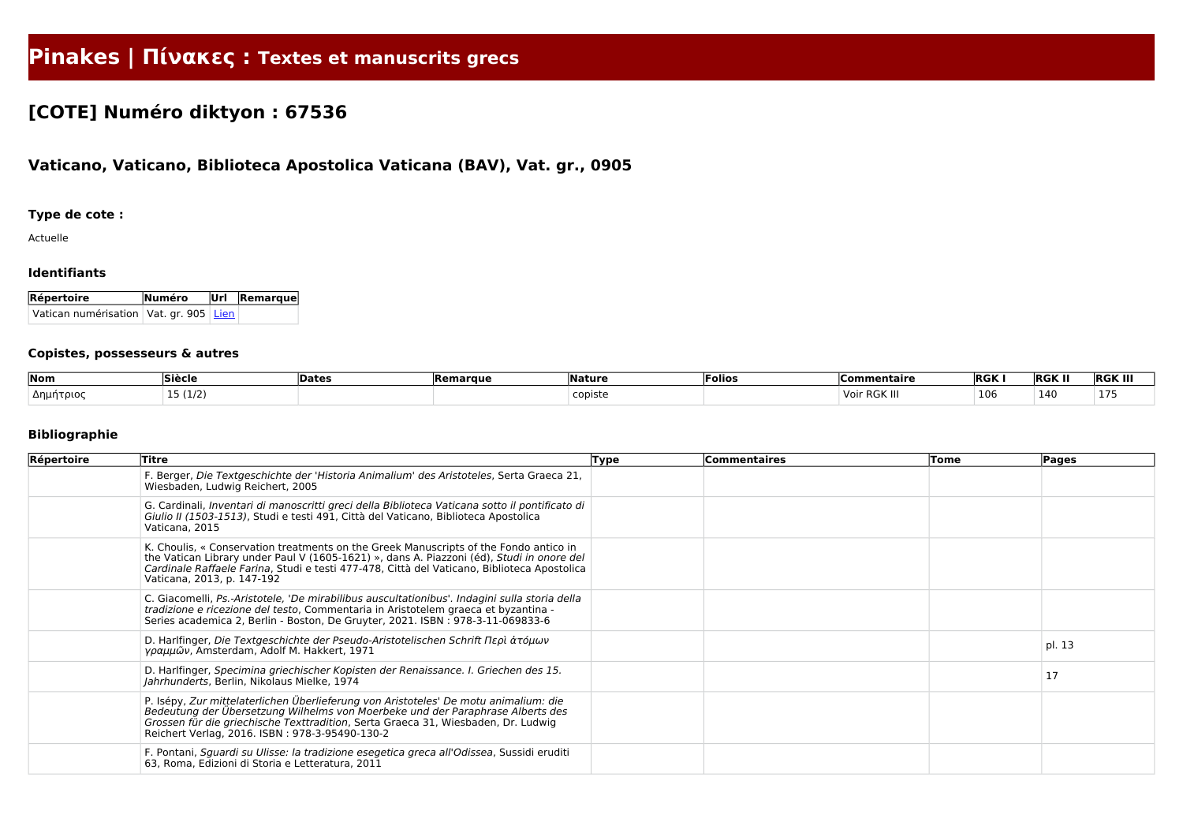# Pinakes | Πίνακες : Textes et manuscrits grecs

## [COTE] Numéro diktyon : 67536

### Vaticano, Vaticano, Biblioteca Apostolica Vaticana (BAV), Vat. gr., 0905

#### Type de cote :

Actuelle

#### Identifiants

| Répertoire | Numéro | Url | Remarque |
| --- | --- | --- | --- |
| Vatican numérisation | Vat. gr. 905 | Lien | |

#### Copistes, possesseurs & autres

| Nom | Siècle | Dates | Remarque | Nature | Folios | Commentaire | RGK I | RGK II | RGK III |
| --- | --- | --- | --- | --- | --- | --- | --- | --- | --- |
| Δημήτριος | 15 (1/2) | | | copiste | | Voir RGK III | 106 | 140 | 175 |

#### Bibliographie

| Répertoire | Titre | Type | Commentaires | Tome | Pages |
| --- | --- | --- | --- | --- | --- |
| | F. Berger, *Die Textgeschichte der 'Historia Animalium' des Aristoteles*, Serta Graeca 21, Wiesbaden, Ludwig Reichert, 2005 | | | | |
| | G. Cardinali, *Inventari di manoscritti greci della Biblioteca Vaticana sotto il pontificato di Giulio II (1503-1513)*, Studi e testi 491, Città del Vaticano, Biblioteca Apostolica Vaticana, 2015 | | | | |
| | K. Choulis, « Conservation treatments on the Greek Manuscripts of the Fondo antico in the Vatican Library under Paul V (1605-1621) », dans A. Piazzoni (éd), *Studi in onore del Cardinale Raffaele Farina*, Studi e testi 477-478, Città del Vaticano, Biblioteca Apostolica Vaticana, 2013, p. 147-192 | | | | |
| | C. Giacomelli, *Ps.-Aristotele, 'De mirabilibus auscultationibus'. Indagini sulla storia della tradizione e ricezione del testo*, Commentaria in Aristotelem graeca et byzantina - Series academica 2, Berlin - Boston, De Gruyter, 2021. ISBN : 978-3-11-069833-6 | | | | |
| | D. Harlfinger, *Die Textgeschichte der Pseudo-Aristotelischen Schrift Περὶ ἀτόμων γραμμῶν*, Amsterdam, Adolf M. Hakkert, 1971 | | | | pl. 13 |
| | D. Harlfinger, *Specimina griechischer Kopisten der Renaissance. I. Griechen des 15. Jahrhunderts*, Berlin, Nikolaus Mielke, 1974 | | | | 17 |
| | P. Isépy, *Zur mittelaterlichen Überlieferung von Aristoteles' De motu animalium: die Bedeutung der Übersetzung Wilhelms von Moerbeke und der Paraphrase Alberts des Grossen für die griechische Texttradition*, Serta Graeca 31, Wiesbaden, Dr. Ludwig Reichert Verlag, 2016. ISBN : 978-3-95490-130-2 | | | | |
| | F. Pontani, *Sguardi su Ulisse: la tradizione esegetica greca all'Odissea*, Sussidi eruditi 63, Roma, Edizioni di Storia e Letteratura, 2011 | | | | |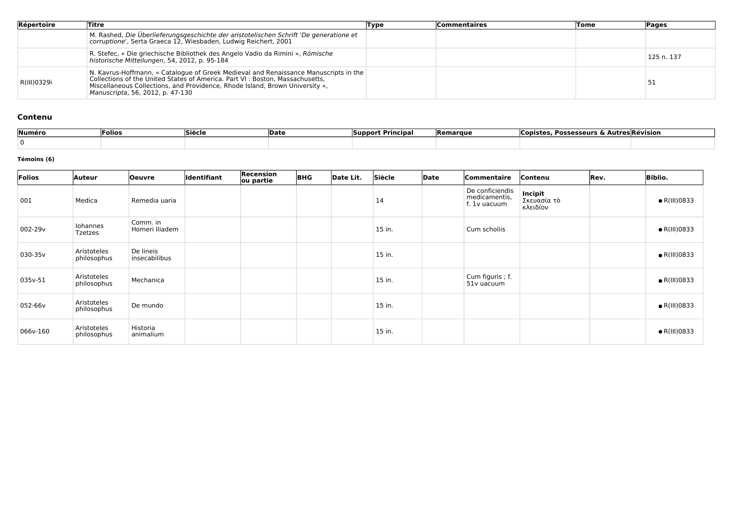| Répertoire | Titre | Type | Commentaires | Tome | Pages |
|---|---|---|---|---|---|
| | M. Rashed, *Die Überlieferungsgeschichte der aristotelischen Schrift 'De generatione et corruptione'*, Serta Graeca 12, Wiesbaden, Ludwig Reichert, 2001 | | | | |
| | R. Stefec, « Die griechische Bibliothek des Angelo Vadio da Rimini », *Römische historische Mitteilungen*, 54, 2012, p. 95-184 | | | | 125 n. 137 |
| R(III)0329i | N. Kavrus-Hoffmann, « Catalogue of Greek Medieval and Renaissance Manuscripts in the Collections of the United States of America. Part VI : Boston, Massachusetts, Miscellaneous Collections, and Providence, Rhode Island, Brown University », *Manuscripta*, 56, 2012, p. 47-130 | | | | 51 |

## Contenu

| Numéro | Folios | Siècle | Date | Support Principal | Remarque | Copistes, Possesseurs & Autres | Révision |
|---|---|---|---|---|---|---|---|
| 0 | | | | | | | |

**Témoins (6)**

| Folios | Auteur | Oeuvre | Identifiant | Recension ou partie | BHG | Date Lit. | Siècle | Date | Commentaire | Contenu | Rev. | Biblio. |
|---|---|---|---|---|---|---|---|---|---|---|---|---|
| 001 | Medica | Remedia uaria | | | | | 14 | | De conficiendis medicamentis, f. 1v uacuum | **Incipit** Σκευασία τὸ κλειδίον | | • R(III)0833 |
| 002-29v | Iohannes Tzetzes | Comm. in Homeri Iliadem | | | | | 15 in. | | Cum scholiis | | | • R(III)0833 |
| 030-35v | Aristoteles philosophus | De lineis insecabilibus | | | | | 15 in. | | | | | • R(III)0833 |
| 035v-51 | Aristoteles philosophus | Mechanica | | | | | 15 in. | | Cum figuris ; f. 51v uacuum | | | • R(III)0833 |
| 052-66v | Aristoteles philosophus | De mundo | | | | | 15 in. | | | | | • R(III)0833 |
| 066v-160 | Aristoteles philosophus | Historia animalium | | | | | 15 in. | | | | | • R(III)0833 |